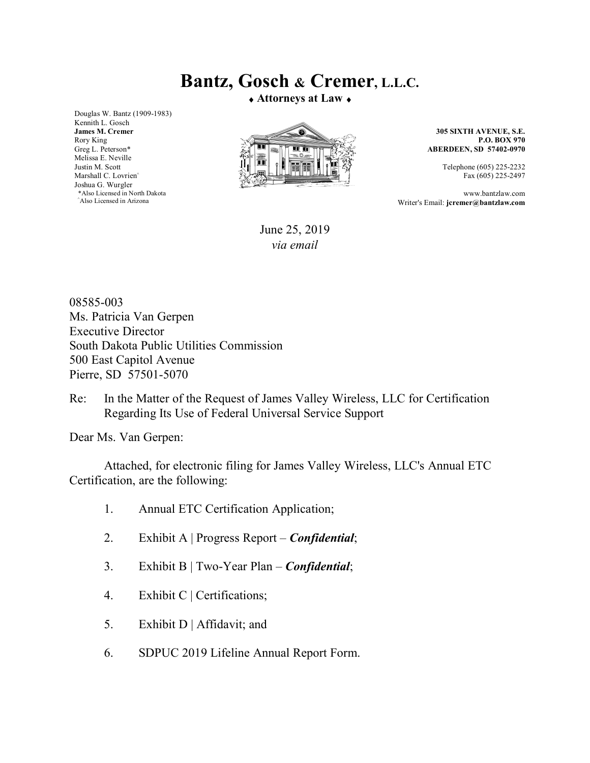# Bantz, Gosch & Cremer, L.L.C.

♦ **Attorneys at Law** ♦

Douglas W. Bantz (1909-1983)
Kennith L. Gosch
**James M. Cremer**
Rory King
Greg L. Peterson*
Melissa E. Neville
Justin M. Scott
Marshall C. Lovrien^
Joshua G. Wurgler
*Also Licensed in North Dakota
^Also Licensed in Arizona

**305 SIXTH AVENUE, S.E.**
**P.O. BOX 970**
**ABERDEEN, SD 57402-0970**

Telephone (605) 225-2232
Fax (605) 225-2497

www.bantzlaw.com
Writer's Email: **jcremer@bantzlaw.com**

June 25, 2019
*via email*

08585-003
Ms. Patricia Van Gerpen
Executive Director
South Dakota Public Utilities Commission
500 East Capitol Avenue
Pierre, SD 57501-5070

Re: In the Matter of the Request of James Valley Wireless, LLC for Certification Regarding Its Use of Federal Universal Service Support

Dear Ms. Van Gerpen:

Attached, for electronic filing for James Valley Wireless, LLC's Annual ETC Certification, are the following:

1. Annual ETC Certification Application;
2. Exhibit A | Progress Report – ***Confidential***;
3. Exhibit B | Two-Year Plan – ***Confidential***;
4. Exhibit C | Certifications;
5. Exhibit D | Affidavit; and
6. SDPUC 2019 Lifeline Annual Report Form.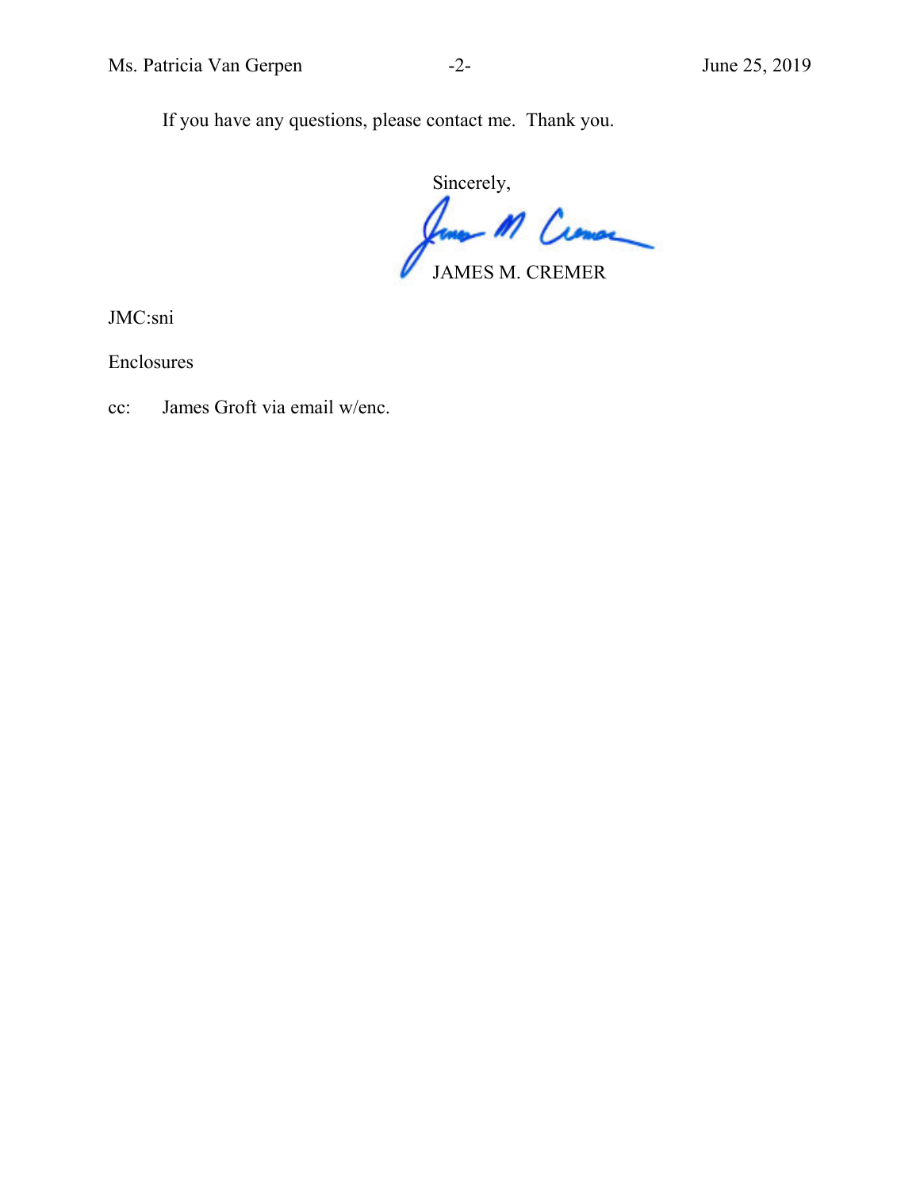If you have any questions, please contact me. Thank you.

Sincerely,

JAMES M. CREMER

JMC:sni

Enclosures

cc: James Groft via email w/enc.